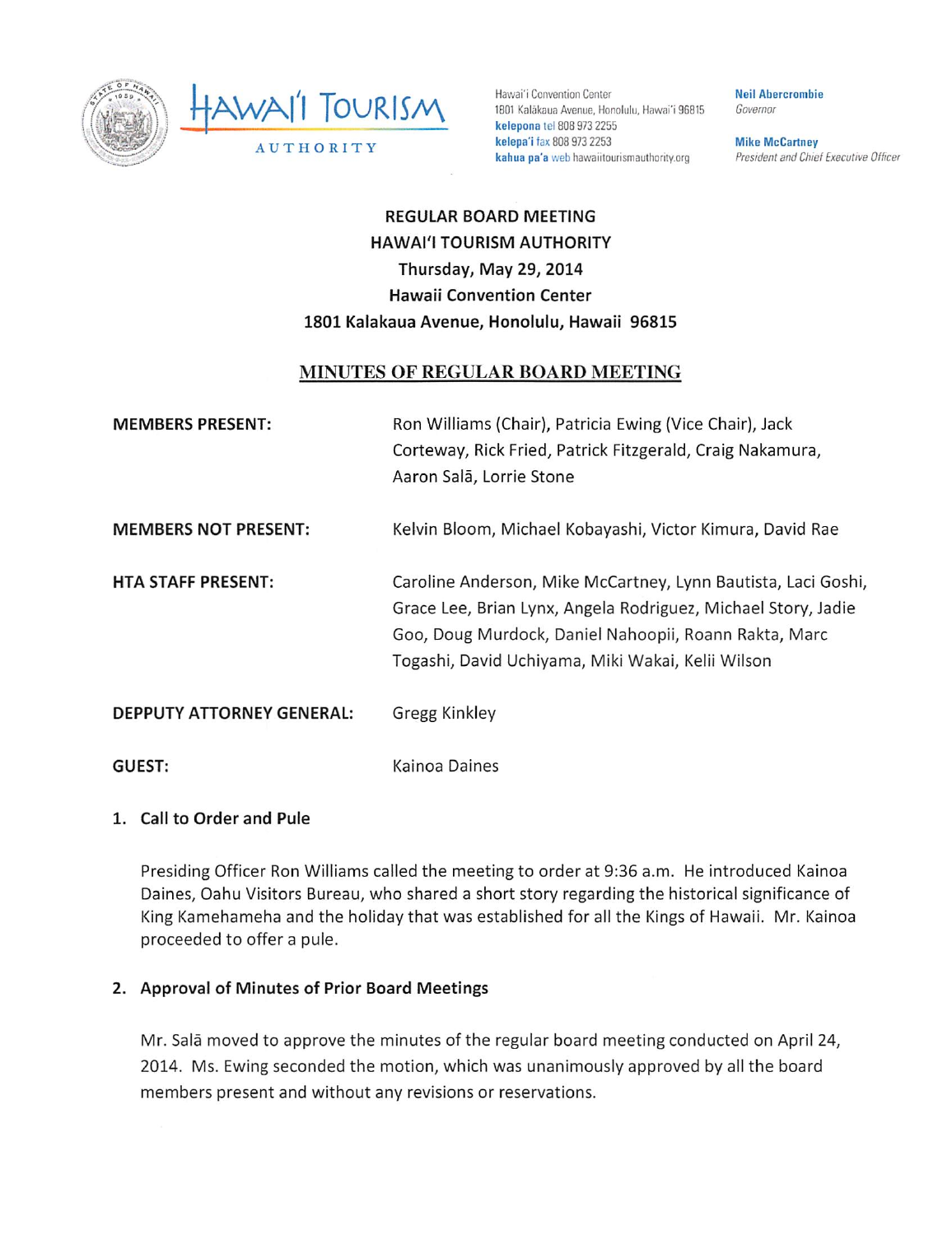Hawai'i Convention Center
1801 Kalākaua Avenue, Honolulu, Hawai'i 96815
**kelepona** tel 808 973 2255
**kelepa'i** fax 808 973 2253
**kahua pa'a** web hawaiitourismauthority.org

**Neil Abercrombie**
*Governor*

**Mike McCartney**
*President and Chief Executive Officer*

# REGULAR BOARD MEETING
## HAWAI'I TOURISM AUTHORITY
### Thursday, May 29, 2014
### Hawaii Convention Center
### 1801 Kalakaua Avenue, Honolulu, Hawaii 96815

## MINUTES OF REGULAR BOARD MEETING

**MEMBERS PRESENT:** Ron Williams (Chair), Patricia Ewing (Vice Chair), Jack Corteway, Rick Fried, Patrick Fitzgerald, Craig Nakamura, Aaron Salā, Lorrie Stone

**MEMBERS NOT PRESENT:** Kelvin Bloom, Michael Kobayashi, Victor Kimura, David Rae

**HTA STAFF PRESENT:** Caroline Anderson, Mike McCartney, Lynn Bautista, Laci Goshi, Grace Lee, Brian Lynx, Angela Rodriguez, Michael Story, Jadie Goo, Doug Murdock, Daniel Nahoopii, Roann Rakta, Marc Togashi, David Uchiyama, Miki Wakai, Kelii Wilson

**DEPPUTY ATTORNEY GENERAL:** Gregg Kinkley

**GUEST:** Kainoa Daines

**1. Call to Order and Pule**

Presiding Officer Ron Williams called the meeting to order at 9:36 a.m. He introduced Kainoa Daines, Oahu Visitors Bureau, who shared a short story regarding the historical significance of King Kamehameha and the holiday that was established for all the Kings of Hawaii. Mr. Kainoa proceeded to offer a pule.

**2. Approval of Minutes of Prior Board Meetings**

Mr. Salā moved to approve the minutes of the regular board meeting conducted on April 24, 2014. Ms. Ewing seconded the motion, which was unanimously approved by all the board members present and without any revisions or reservations.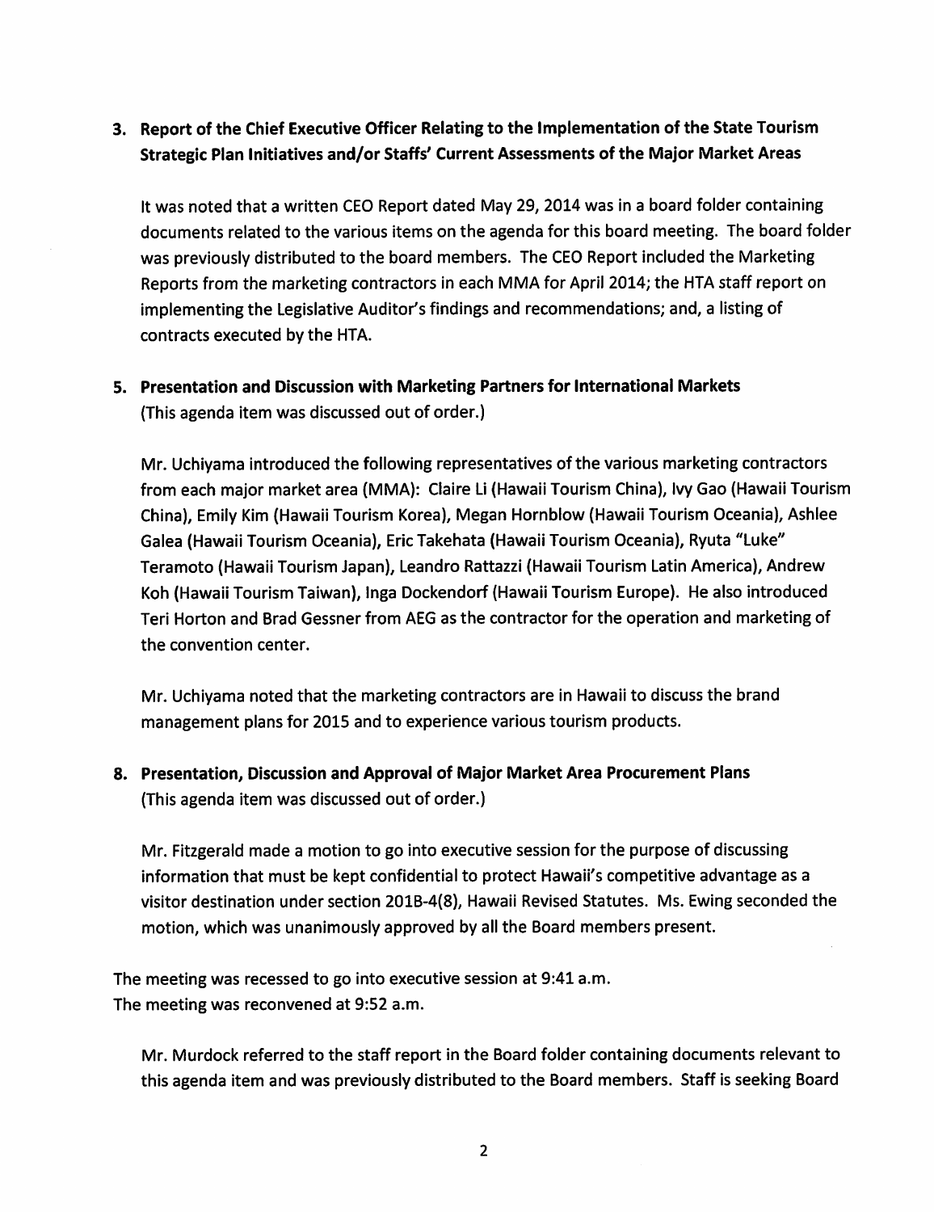**3. Report of the Chief Executive Officer Relating to the Implementation of the State Tourism Strategic Plan Initiatives and/or Staffs' Current Assessments of the Major Market Areas**

It was noted that a written CEO Report dated May 29, 2014 was in a board folder containing documents related to the various items on the agenda for this board meeting. The board folder was previously distributed to the board members. The CEO Report included the Marketing Reports from the marketing contractors in each MMA for April 2014; the HTA staff report on implementing the Legislative Auditor's findings and recommendations; and, a listing of contracts executed by the HTA.

**5. Presentation and Discussion with Marketing Partners for International Markets**
(This agenda item was discussed out of order.)

Mr. Uchiyama introduced the following representatives of the various marketing contractors from each major market area (MMA): Claire Li (Hawaii Tourism China), Ivy Gao (Hawaii Tourism China), Emily Kim (Hawaii Tourism Korea), Megan Hornblow (Hawaii Tourism Oceania), Ashlee Galea (Hawaii Tourism Oceania), Eric Takehata (Hawaii Tourism Oceania), Ryuta "Luke" Teramoto (Hawaii Tourism Japan), Leandro Rattazzi (Hawaii Tourism Latin America), Andrew Koh (Hawaii Tourism Taiwan), Inga Dockendorf (Hawaii Tourism Europe). He also introduced Teri Horton and Brad Gessner from AEG as the contractor for the operation and marketing of the convention center.

Mr. Uchiyama noted that the marketing contractors are in Hawaii to discuss the brand management plans for 2015 and to experience various tourism products.

**8. Presentation, Discussion and Approval of Major Market Area Procurement Plans**
(This agenda item was discussed out of order.)

Mr. Fitzgerald made a motion to go into executive session for the purpose of discussing information that must be kept confidential to protect Hawaii's competitive advantage as a visitor destination under section 201B-4(8), Hawaii Revised Statutes. Ms. Ewing seconded the motion, which was unanimously approved by all the Board members present.

The meeting was recessed to go into executive session at 9:41 a.m.
The meeting was reconvened at 9:52 a.m.

Mr. Murdock referred to the staff report in the Board folder containing documents relevant to this agenda item and was previously distributed to the Board members. Staff is seeking Board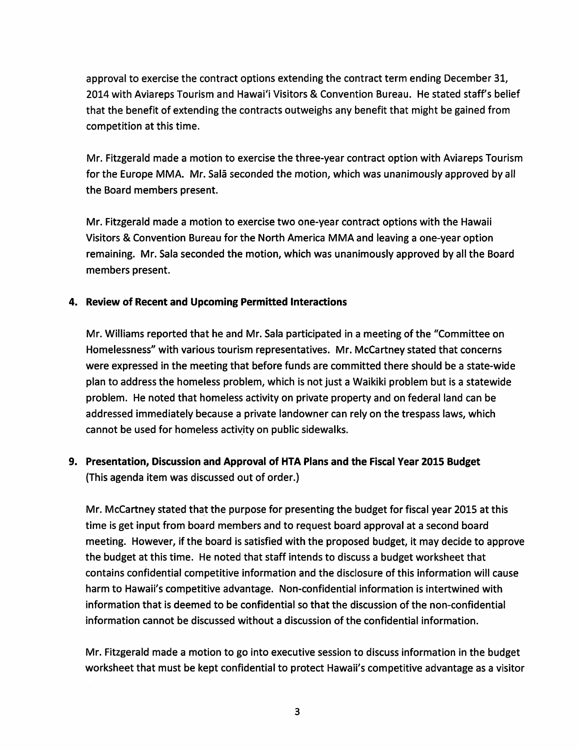approval to exercise the contract options extending the contract term ending December 31, 2014 with Aviareps Tourism and Hawai'i Visitors & Convention Bureau. He stated staff's belief that the benefit of extending the contracts outweighs any benefit that might be gained from competition at this time.

Mr. Fitzgerald made a motion to exercise the three-year contract option with Aviareps Tourism for the Europe MMA. Mr. Salā seconded the motion, which was unanimously approved by all the Board members present.

Mr. Fitzgerald made a motion to exercise two one-year contract options with the Hawaii Visitors & Convention Bureau for the North America MMA and leaving a one-year option remaining. Mr. Sala seconded the motion, which was unanimously approved by all the Board members present.

**4. Review of Recent and Upcoming Permitted Interactions**

Mr. Williams reported that he and Mr. Sala participated in a meeting of the "Committee on Homelessness" with various tourism representatives. Mr. McCartney stated that concerns were expressed in the meeting that before funds are committed there should be a state-wide plan to address the homeless problem, which is not just a Waikiki problem but is a statewide problem. He noted that homeless activity on private property and on federal land can be addressed immediately because a private landowner can rely on the trespass laws, which cannot be used for homeless activity on public sidewalks.

**9. Presentation, Discussion and Approval of HTA Plans and the Fiscal Year 2015 Budget**
(This agenda item was discussed out of order.)

Mr. McCartney stated that the purpose for presenting the budget for fiscal year 2015 at this time is get input from board members and to request board approval at a second board meeting. However, if the board is satisfied with the proposed budget, it may decide to approve the budget at this time. He noted that staff intends to discuss a budget worksheet that contains confidential competitive information and the disclosure of this information will cause harm to Hawaii's competitive advantage. Non-confidential information is intertwined with information that is deemed to be confidential so that the discussion of the non-confidential information cannot be discussed without a discussion of the confidential information.

Mr. Fitzgerald made a motion to go into executive session to discuss information in the budget worksheet that must be kept confidential to protect Hawaii's competitive advantage as a visitor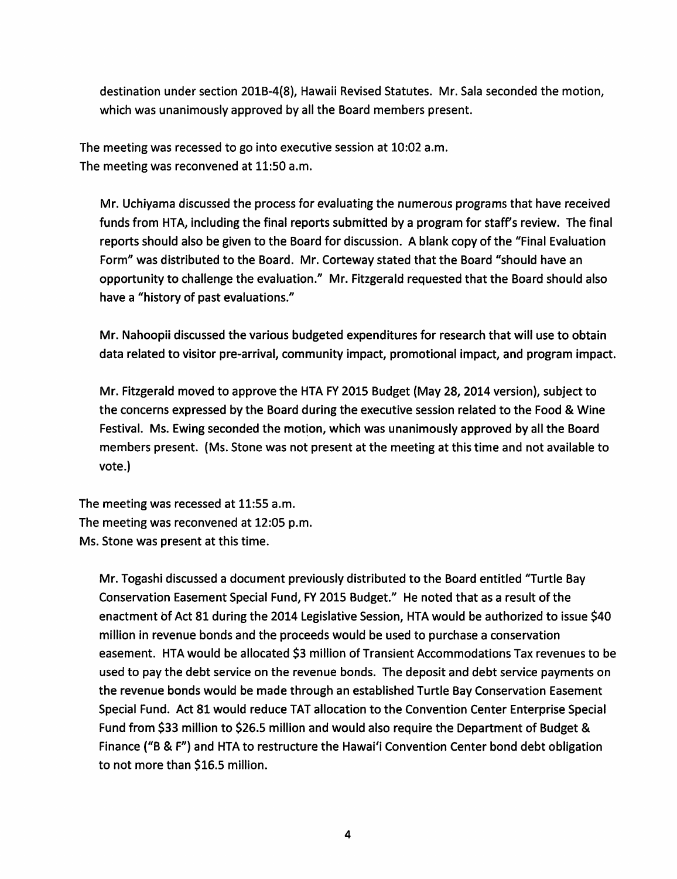destination under section 201B-4(8), Hawaii Revised Statutes. Mr. Sala seconded the motion, which was unanimously approved by all the Board members present.

The meeting was recessed to go into executive session at 10:02 a.m.
The meeting was reconvened at 11:50 a.m.

Mr. Uchiyama discussed the process for evaluating the numerous programs that have received funds from HTA, including the final reports submitted by a program for staff's review. The final reports should also be given to the Board for discussion. A blank copy of the "Final Evaluation Form" was distributed to the Board. Mr. Corteway stated that the Board "should have an opportunity to challenge the evaluation." Mr. Fitzgerald requested that the Board should also have a "history of past evaluations."

Mr. Nahoopii discussed the various budgeted expenditures for research that will use to obtain data related to visitor pre-arrival, community impact, promotional impact, and program impact.

Mr. Fitzgerald moved to approve the HTA FY 2015 Budget (May 28, 2014 version), subject to the concerns expressed by the Board during the executive session related to the Food & Wine Festival. Ms. Ewing seconded the motion, which was unanimously approved by all the Board members present. (Ms. Stone was not present at the meeting at this time and not available to vote.)

The meeting was recessed at 11:55 a.m.
The meeting was reconvened at 12:05 p.m.
Ms. Stone was present at this time.

Mr. Togashi discussed a document previously distributed to the Board entitled "Turtle Bay Conservation Easement Special Fund, FY 2015 Budget." He noted that as a result of the enactment of Act 81 during the 2014 Legislative Session, HTA would be authorized to issue $40 million in revenue bonds and the proceeds would be used to purchase a conservation easement. HTA would be allocated $3 million of Transient Accommodations Tax revenues to be used to pay the debt service on the revenue bonds. The deposit and debt service payments on the revenue bonds would be made through an established Turtle Bay Conservation Easement Special Fund. Act 81 would reduce TAT allocation to the Convention Center Enterprise Special Fund from $33 million to $26.5 million and would also require the Department of Budget & Finance ("B & F") and HTA to restructure the Hawai'i Convention Center bond debt obligation to not more than $16.5 million.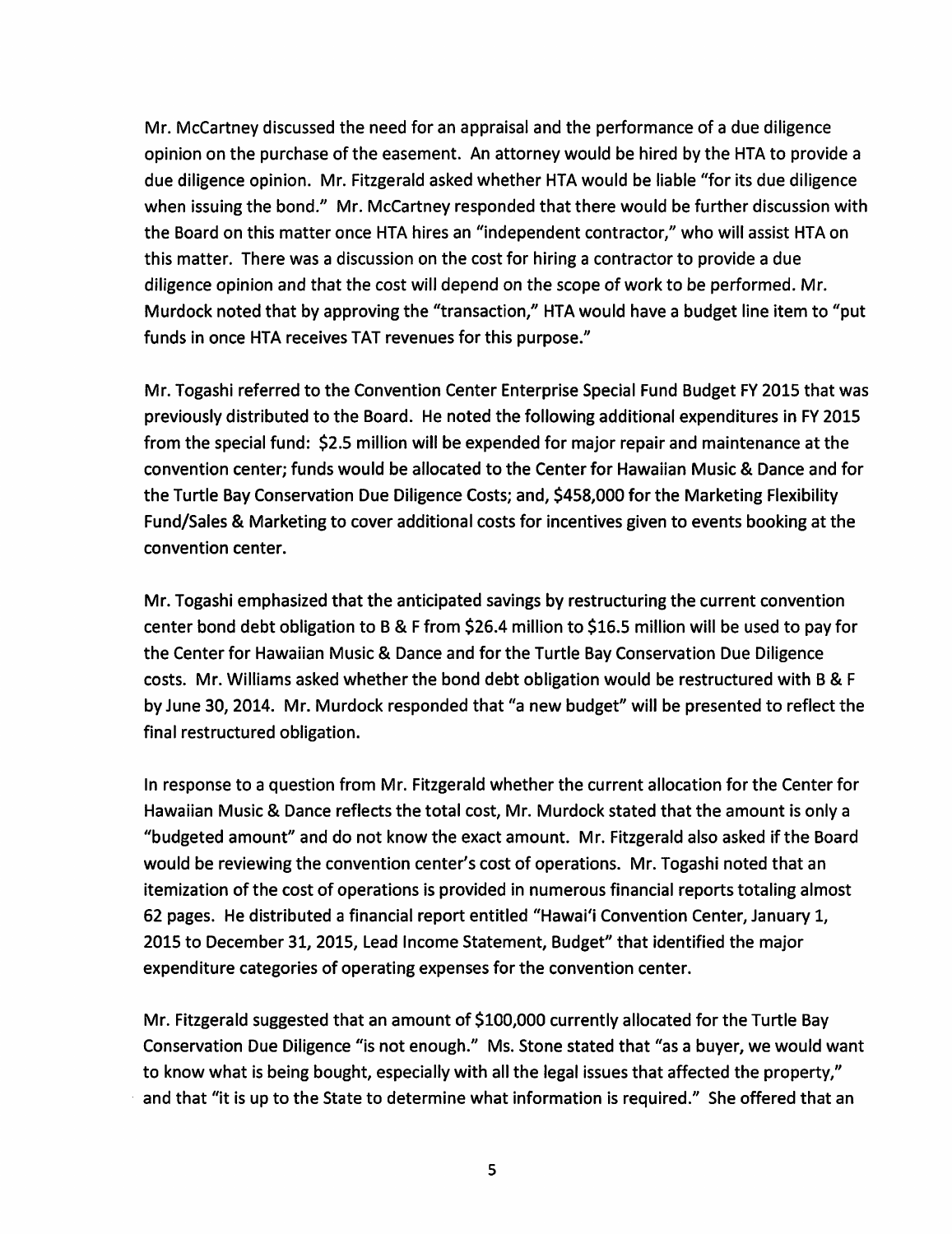Mr. McCartney discussed the need for an appraisal and the performance of a due diligence opinion on the purchase of the easement. An attorney would be hired by the HTA to provide a due diligence opinion. Mr. Fitzgerald asked whether HTA would be liable "for its due diligence when issuing the bond." Mr. McCartney responded that there would be further discussion with the Board on this matter once HTA hires an "independent contractor," who will assist HTA on this matter. There was a discussion on the cost for hiring a contractor to provide a due diligence opinion and that the cost will depend on the scope of work to be performed. Mr. Murdock noted that by approving the "transaction," HTA would have a budget line item to "put funds in once HTA receives TAT revenues for this purpose."

Mr. Togashi referred to the Convention Center Enterprise Special Fund Budget FY 2015 that was previously distributed to the Board. He noted the following additional expenditures in FY 2015 from the special fund: $2.5 million will be expended for major repair and maintenance at the convention center; funds would be allocated to the Center for Hawaiian Music & Dance and for the Turtle Bay Conservation Due Diligence Costs; and, $458,000 for the Marketing Flexibility Fund/Sales & Marketing to cover additional costs for incentives given to events booking at the convention center.

Mr. Togashi emphasized that the anticipated savings by restructuring the current convention center bond debt obligation to B & F from $26.4 million to $16.5 million will be used to pay for the Center for Hawaiian Music & Dance and for the Turtle Bay Conservation Due Diligence costs. Mr. Williams asked whether the bond debt obligation would be restructured with B & F by June 30, 2014. Mr. Murdock responded that "a new budget" will be presented to reflect the final restructured obligation.

In response to a question from Mr. Fitzgerald whether the current allocation for the Center for Hawaiian Music & Dance reflects the total cost, Mr. Murdock stated that the amount is only a "budgeted amount" and do not know the exact amount. Mr. Fitzgerald also asked if the Board would be reviewing the convention center's cost of operations. Mr. Togashi noted that an itemization of the cost of operations is provided in numerous financial reports totaling almost 62 pages. He distributed a financial report entitled "Hawai'i Convention Center, January 1, 2015 to December 31, 2015, Lead Income Statement, Budget" that identified the major expenditure categories of operating expenses for the convention center.

Mr. Fitzgerald suggested that an amount of $100,000 currently allocated for the Turtle Bay Conservation Due Diligence "is not enough." Ms. Stone stated that "as a buyer, we would want to know what is being bought, especially with all the legal issues that affected the property," and that "it is up to the State to determine what information is required." She offered that an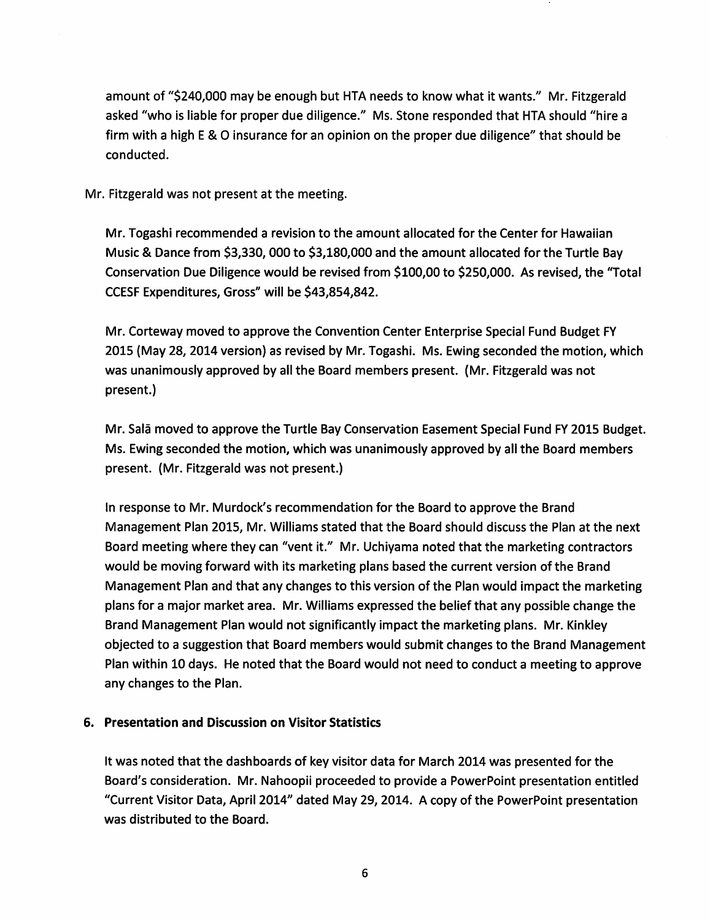amount of "$240,000 may be enough but HTA needs to know what it wants." Mr. Fitzgerald asked "who is liable for proper due diligence." Ms. Stone responded that HTA should "hire a firm with a high E & O insurance for an opinion on the proper due diligence" that should be conducted.

Mr. Fitzgerald was not present at the meeting.

Mr. Togashi recommended a revision to the amount allocated for the Center for Hawaiian Music & Dance from $3,330, 000 to $3,180,000 and the amount allocated for the Turtle Bay Conservation Due Diligence would be revised from $100,00 to $250,000. As revised, the "Total CCESF Expenditures, Gross" will be $43,854,842.

Mr. Corteway moved to approve the Convention Center Enterprise Special Fund Budget FY 2015 (May 28, 2014 version) as revised by Mr. Togashi. Ms. Ewing seconded the motion, which was unanimously approved by all the Board members present. (Mr. Fitzgerald was not present.)

Mr. Salā moved to approve the Turtle Bay Conservation Easement Special Fund FY 2015 Budget. Ms. Ewing seconded the motion, which was unanimously approved by all the Board members present. (Mr. Fitzgerald was not present.)

In response to Mr. Murdock's recommendation for the Board to approve the Brand Management Plan 2015, Mr. Williams stated that the Board should discuss the Plan at the next Board meeting where they can "vent it." Mr. Uchiyama noted that the marketing contractors would be moving forward with its marketing plans based the current version of the Brand Management Plan and that any changes to this version of the Plan would impact the marketing plans for a major market area. Mr. Williams expressed the belief that any possible change the Brand Management Plan would not significantly impact the marketing plans. Mr. Kinkley objected to a suggestion that Board members would submit changes to the Brand Management Plan within 10 days. He noted that the Board would not need to conduct a meeting to approve any changes to the Plan.

**6. Presentation and Discussion on Visitor Statistics**

It was noted that the dashboards of key visitor data for March 2014 was presented for the Board's consideration. Mr. Nahoopii proceeded to provide a PowerPoint presentation entitled "Current Visitor Data, April 2014" dated May 29, 2014. A copy of the PowerPoint presentation was distributed to the Board.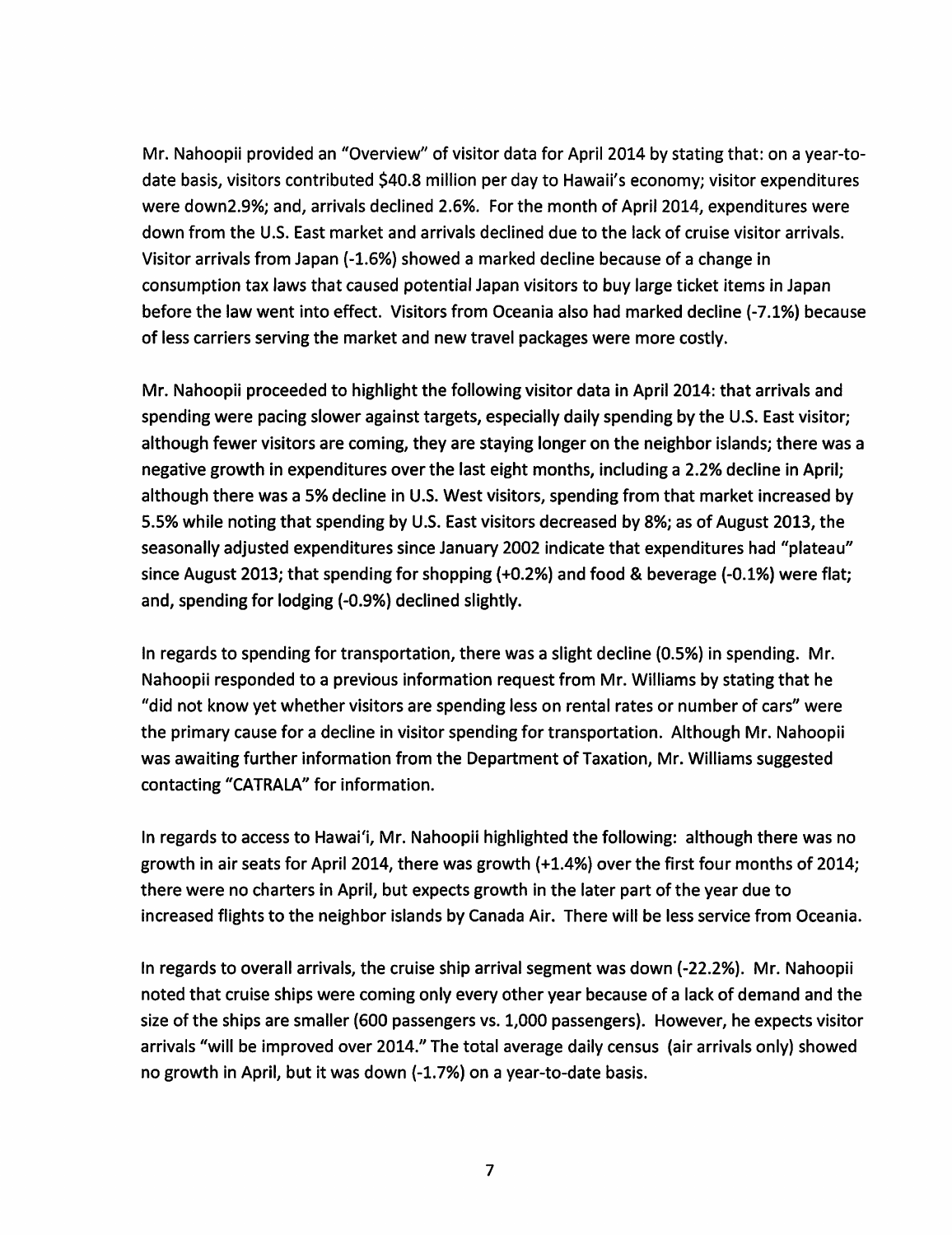Mr. Nahoopii provided an "Overview" of visitor data for April 2014 by stating that: on a year-to-date basis, visitors contributed $40.8 million per day to Hawaii's economy; visitor expenditures were down2.9%; and, arrivals declined 2.6%. For the month of April 2014, expenditures were down from the U.S. East market and arrivals declined due to the lack of cruise visitor arrivals. Visitor arrivals from Japan (-1.6%) showed a marked decline because of a change in consumption tax laws that caused potential Japan visitors to buy large ticket items in Japan before the law went into effect. Visitors from Oceania also had marked decline (-7.1%) because of less carriers serving the market and new travel packages were more costly.

Mr. Nahoopii proceeded to highlight the following visitor data in April 2014: that arrivals and spending were pacing slower against targets, especially daily spending by the U.S. East visitor; although fewer visitors are coming, they are staying longer on the neighbor islands; there was a negative growth in expenditures over the last eight months, including a 2.2% decline in April; although there was a 5% decline in U.S. West visitors, spending from that market increased by 5.5% while noting that spending by U.S. East visitors decreased by 8%; as of August 2013, the seasonally adjusted expenditures since January 2002 indicate that expenditures had "plateau" since August 2013; that spending for shopping (+0.2%) and food & beverage (-0.1%) were flat; and, spending for lodging (-0.9%) declined slightly.

In regards to spending for transportation, there was a slight decline (0.5%) in spending. Mr. Nahoopii responded to a previous information request from Mr. Williams by stating that he "did not know yet whether visitors are spending less on rental rates or number of cars" were the primary cause for a decline in visitor spending for transportation. Although Mr. Nahoopii was awaiting further information from the Department of Taxation, Mr. Williams suggested contacting "CATRALA" for information.

In regards to access to Hawai'i, Mr. Nahoopii highlighted the following: although there was no growth in air seats for April 2014, there was growth (+1.4%) over the first four months of 2014; there were no charters in April, but expects growth in the later part of the year due to increased flights to the neighbor islands by Canada Air. There will be less service from Oceania.

In regards to overall arrivals, the cruise ship arrival segment was down (-22.2%). Mr. Nahoopii noted that cruise ships were coming only every other year because of a lack of demand and the size of the ships are smaller (600 passengers vs. 1,000 passengers). However, he expects visitor arrivals "will be improved over 2014." The total average daily census (air arrivals only) showed no growth in April, but it was down (-1.7%) on a year-to-date basis.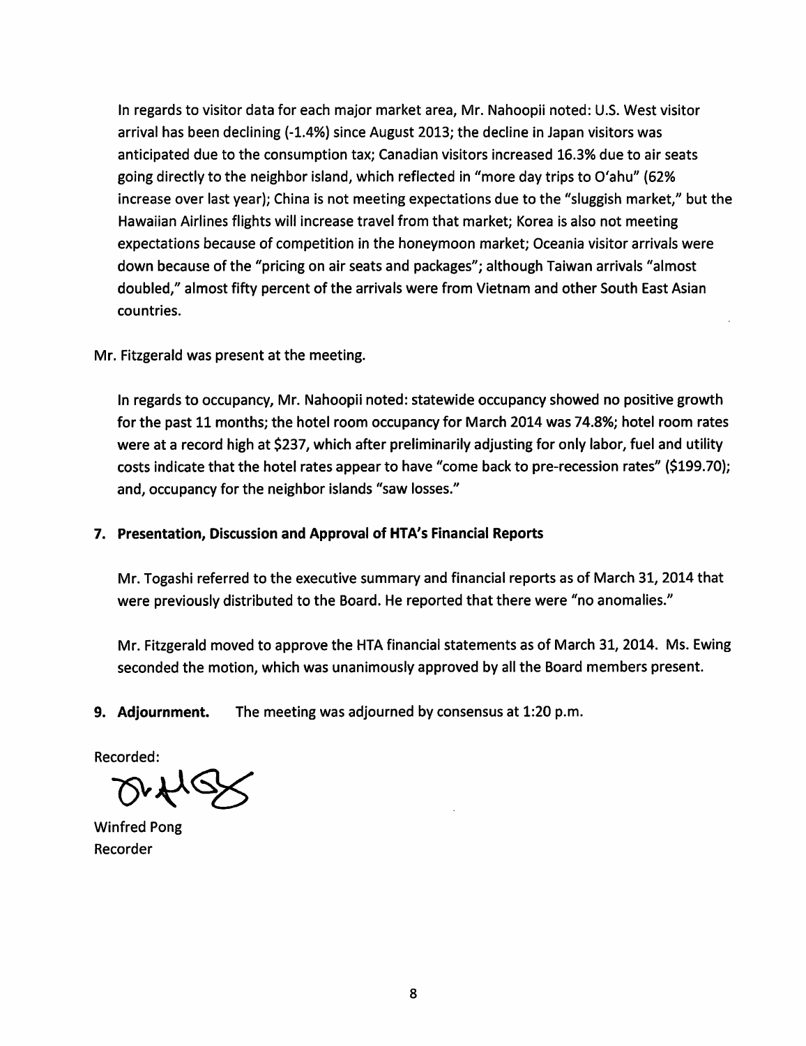In regards to visitor data for each major market area, Mr. Nahoopii noted: U.S. West visitor arrival has been declining (-1.4%) since August 2013; the decline in Japan visitors was anticipated due to the consumption tax; Canadian visitors increased 16.3% due to air seats going directly to the neighbor island, which reflected in "more day trips to O'ahu" (62% increase over last year); China is not meeting expectations due to the "sluggish market," but the Hawaiian Airlines flights will increase travel from that market; Korea is also not meeting expectations because of competition in the honeymoon market; Oceania visitor arrivals were down because of the "pricing on air seats and packages"; although Taiwan arrivals "almost doubled," almost fifty percent of the arrivals were from Vietnam and other South East Asian countries.

Mr. Fitzgerald was present at the meeting.

In regards to occupancy, Mr. Nahoopii noted: statewide occupancy showed no positive growth for the past 11 months; the hotel room occupancy for March 2014 was 74.8%; hotel room rates were at a record high at $237, which after preliminarily adjusting for only labor, fuel and utility costs indicate that the hotel rates appear to have "come back to pre-recession rates" ($199.70); and, occupancy for the neighbor islands "saw losses."

**7. Presentation, Discussion and Approval of HTA's Financial Reports**

Mr. Togashi referred to the executive summary and financial reports as of March 31, 2014 that were previously distributed to the Board. He reported that there were "no anomalies."

Mr. Fitzgerald moved to approve the HTA financial statements as of March 31, 2014. Ms. Ewing seconded the motion, which was unanimously approved by all the Board members present.

**9. Adjournment.** The meeting was adjourned by consensus at 1:20 p.m.

Recorded:

Winfred Pong
Recorder